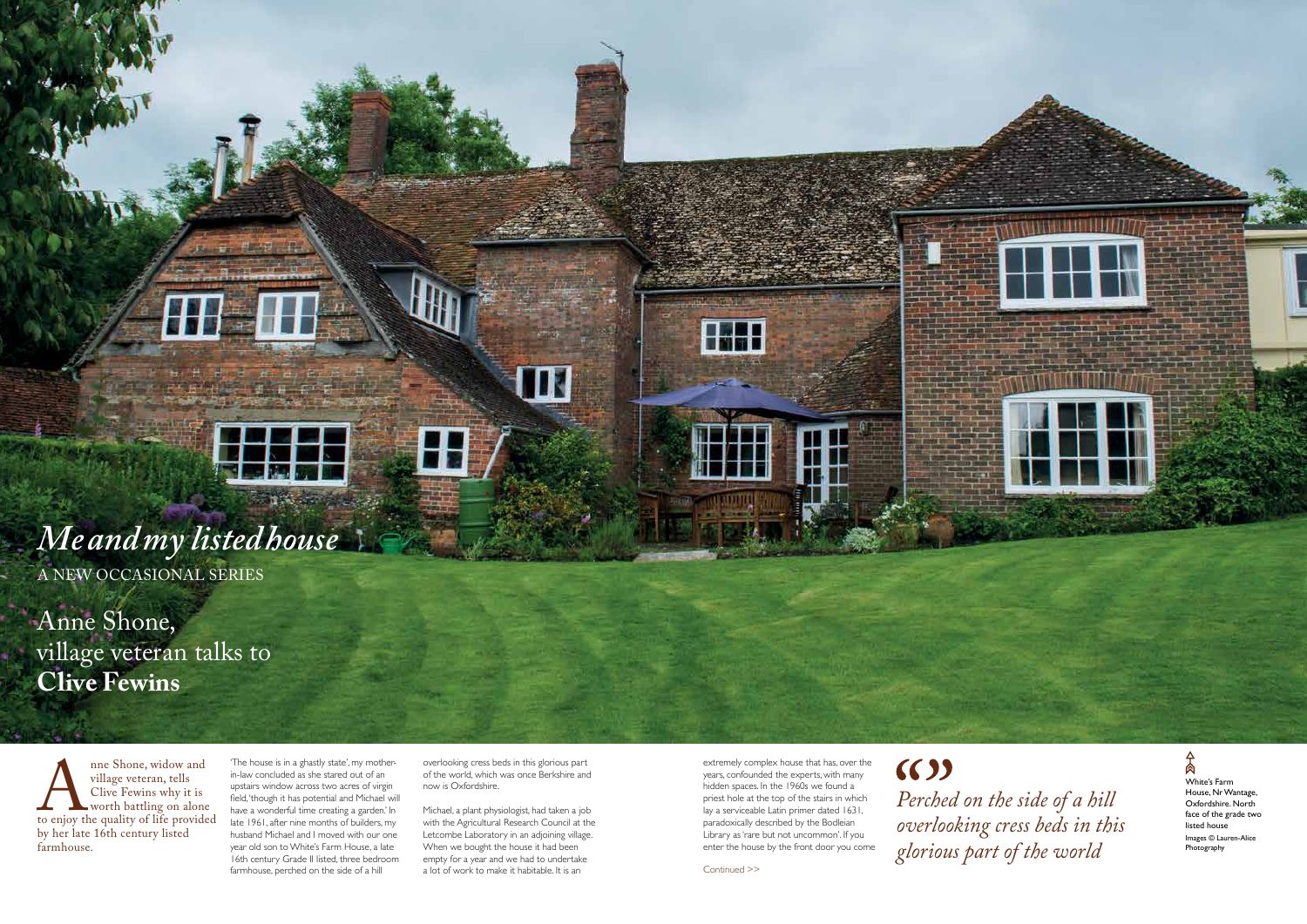# *Me and my listed house*

A NEW OCCASIONAL SERIES

## Anne Shone, village veteran talks to **Clive Fewins**

Anne Shone, widow and village veteran, tells Clive Fewins why it is worth battling on alone to enjoy the quality of life provided by her late 16th century listed farmhouse.

'The house is in a ghastly state', my mother-in-law concluded as she stared out of an upstairs window across two acres of virgin field, 'though it has potential and Michael will have a wonderful time creating a garden.' In late 1961, after nine months of builders, my husband Michael and I moved with our one year old son to White's Farm House, a late 16th century Grade II listed, three bedroom farmhouse, perched on the side of a hill overlooking cress beds in this glorious part of the world, which was once Berkshire and now is Oxfordshire.

Michael, a plant physiologist, had taken a job with the Agricultural Research Council at the Letcombe Laboratory in an adjoining village. When we bought the house it had been empty for a year and we had to undertake a lot of work to make it habitable. It is an extremely complex house that has, over the years, confounded the experts, with many hidden spaces. In the 1960s we found a priest hole at the top of the stairs in which lay a serviceable Latin primer dated 1631, paradoxically described by the Bodleian Library as 'rare but not uncommon'. If you enter the house by the front door you come

Continued >>

> *Perched on the side of a hill overlooking cress beds in this glorious part of the world*

White's Farm House, Nr Wantage, Oxfordshire. North face of the grade two listed house

Images © Lauren-Alice Photography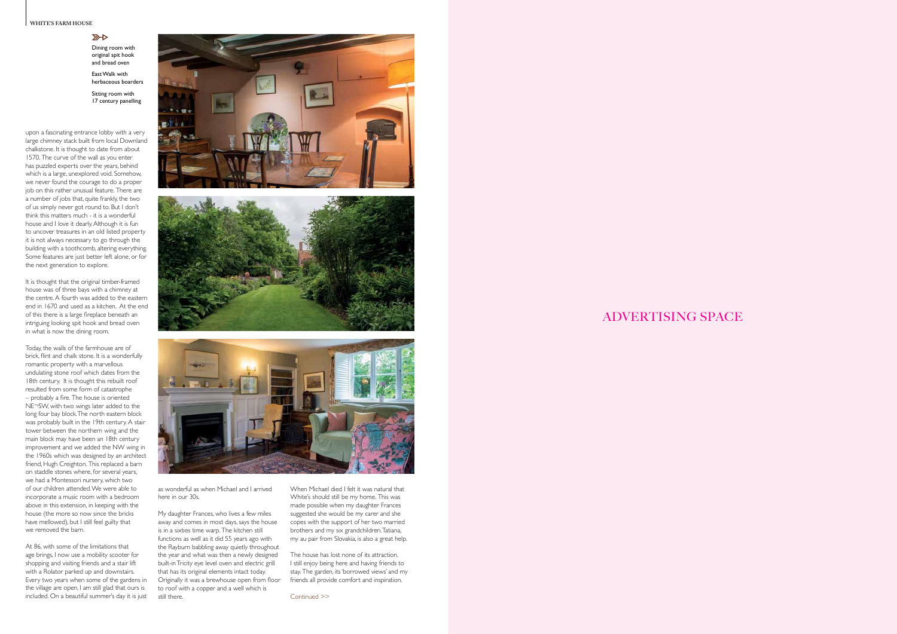Dining room with original spit hook and bread oven

East Walk with herbaceous boarders

Sitting room with 17 century panelling

upon a fascinating entrance lobby with a very large chimney stack built from local Downland chalkstone. It is thought to date from about 1570. The curve of the wall as you enter has puzzled experts over the years, behind which is a large, unexplored void. Somehow, we never found the courage to do a proper job on this rather unusual feature. There are a number of jobs that, quite frankly, the two of us simply never got round to. But I don't think this matters much - it is a wonderful house and I love it dearly. Although it is fun to uncover treasures in an old listed property it is not always necessary to go through the building with a toothcomb, altering everything. Some features are just better left alone, or for the next generation to explore.

It is thought that the original timber-framed house was of three bays with a chimney at the centre. A fourth was added to the eastern end in 1670 and used as a kitchen. At the end of this there is a large fireplace beneath an intriguing looking spit hook and bread oven in what is now the dining room.

Today, the walls of the farmhouse are of brick, flint and chalk stone. It is a wonderfully romantic property with a marvellous undulating stone roof which dates from the 18th century. It is thought this rebuilt roof resulted from some form of catastrophe – probably a fire. The house is oriented NE¬SW, with two wings later added to the long four bay block. The north eastern block was probably built in the 19th century. A stair tower between the northern wing and the main block may have been an 18th century improvement and we added the NW wing in the 1960s which was designed by an architect friend, Hugh Creighton. This replaced a barn on staddle stones where, for several years, we had a Montessori nursery, which two of our children attended. We were able to incorporate a music room with a bedroom above in this extension, in keeping with the house (the more so now since the bricks have mellowed), but I still feel guilty that we removed the barn.

At 86, with some of the limitations that age brings, I now use a mobility scooter for shopping and visiting friends and a stair lift with a Rolator parked up and downstairs. Every two years when some of the gardens in the village are open, I am still glad that ours is included. On a beautiful summer's day it is just as wonderful as when Michael and I arrived here in our 30s.

My daughter Frances, who lives a few miles away and comes in most days, says the house is in a sixties time warp. The kitchen still functions as well as it did 55 years ago with the Rayburn babbling away quietly throughout the year and what was then a newly designed built-in Tricity eye level oven and electric grill that has its original elements intact today. Originally it was a brewhouse open from floor to roof with a copper and a well which is still there.

When Michael died I felt it was natural that White's should still be my home. This was made possible when my daughter Frances suggested she would be my carer and she copes with the support of her two married brothers and my six grandchildren. Tatiana, my au pair from Slovakia, is also a great help.

The house has lost none of its attraction. I still enjoy being here and having friends to stay. The garden, its 'borrowed views' and my friends all provide comfort and inspiration.

Continued >>

ADVERTISING SPACE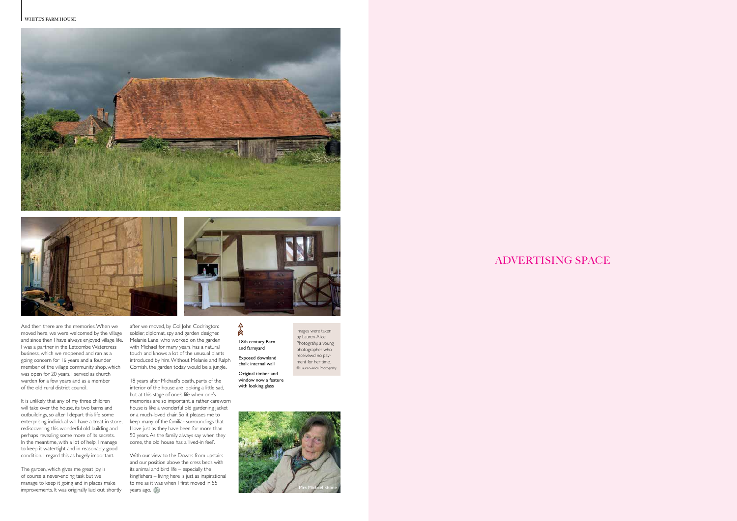And then there are the memories. When we moved here, we were welcomed by the village and since then I have always enjoyed village life. I was a partner in the Letcombe Watercress business, which we reopened and ran as a going concern for 16 years and a founder member of the village community shop, which was open for 20 years. I served as church warden for a few years and as a member of the old rural district council.

It is unlikely that any of my three children will take over the house, its two barns and outbuildings, so after I depart this life some enterprising individual will have a treat in store, rediscovering this wonderful old building and perhaps revealing some more of its secrets. In the meantime, with a lot of help, I manage to keep it watertight and in reasonably good condition. I regard this as hugely important.

The garden, which gives me great joy, is of course a never-ending task but we manage to keep it going and in places make improvements. It was originally laid out, shortly after we moved, by Col John Codrington: soldier, diplomat, spy and garden designer. Melanie Lane, who worked on the garden with Michael for many years, has a natural touch and knows a lot of the unusual plants introduced by him. Without Melanie and Ralph Cornish, the garden today would be a jungle.

18 years after Michael's death, parts of the interior of the house are looking a little sad, but at this stage of one's life when one's memories are so important, a rather careworn house is like a wonderful old gardening jacket or a much-loved chair. So it pleases me to keep many of the familiar surroundings that I love just as they have been for more than 50 years. As the family always say when they come, the old house has a 'lived-in feel'.

With our view to the Downs from upstairs and our position above the cress beds with its animal and bird life – especially the kingfishers – living here is just as inspirational to me as it was when I first moved in 55 years ago.

18th century Barn and farmyard

Exposed downland chalk internal wall

Original timber and window now a feature with looking glass

Images were taken by Lauren-Alice Photograhy, a young photographer who receivewd no payment for her time. © Lauren-Alice Photograhy

Mrs Michael Shone

ADVERTISING SPACE